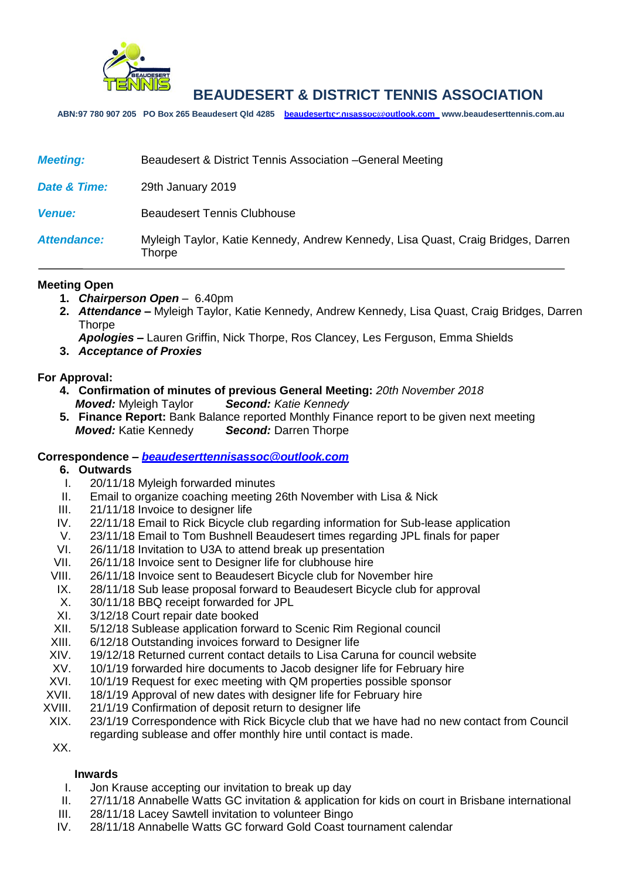# BEAUDESERT & DISTRICT TENNIS ASSOCIATION

**ABN:97 780 907 205 PO Box 265 Beaudesert Qld 4285 beaudeserttennisassoc@outlook.com www.beaudeserttennis.com.au**

| | |
|---|---|
| ***Meeting:*** | Beaudesert & District Tennis Association –General Meeting |
| ***Date & Time:*** | 29th January 2019 |
| ***Venue:*** | Beaudesert Tennis Clubhouse |
| ***Attendance:*** | Myleigh Taylor, Katie Kennedy, Andrew Kennedy, Lisa Quast, Craig Bridges, Darren Thorpe |

---

**Meeting Open**

1. ***Chairperson Open*** – 6.40pm
2. ***Attendance –*** Myleigh Taylor, Katie Kennedy, Andrew Kennedy, Lisa Quast, Craig Bridges, Darren Thorpe
   ***Apologies –*** Lauren Griffin, Nick Thorpe, Ros Clancey, Les Ferguson, Emma Shields
3. ***Acceptance of Proxies***

**For Approval:**

4. **Confirmation of minutes of previous General Meeting:** *20th November 2018*
   ***Moved:*** Myleigh Taylor ***Second:*** *Katie Kennedy*
5. **Finance Report:** Bank Balance reported Monthly Finance report to be given next meeting
   ***Moved:*** Katie Kennedy ***Second:*** Darren Thorpe

**Correspondence – *beaudeserttennisassoc@outlook.com***

6. **Outwards**
   I. 20/11/18 Myleigh forwarded minutes
   II. Email to organize coaching meeting 26th November with Lisa & Nick
   III. 21/11/18 Invoice to designer life
   IV. 22/11/18 Email to Rick Bicycle club regarding information for Sub-lease application
   V. 23/11/18 Email to Tom Bushnell Beaudesert times regarding JPL finals for paper
   VI. 26/11/18 Invitation to U3A to attend break up presentation
   VII. 26/11/18 Invoice sent to Designer life for clubhouse hire
   VIII. 26/11/18 Invoice sent to Beaudesert Bicycle club for November hire
   IX. 28/11/18 Sub lease proposal forward to Beaudesert Bicycle club for approval
   X. 30/11/18 BBQ receipt forwarded for JPL
   XI. 3/12/18 Court repair date booked
   XII. 5/12/18 Sublease application forward to Scenic Rim Regional council
   XIII. 6/12/18 Outstanding invoices forward to Designer life
   XIV. 19/12/18 Returned current contact details to Lisa Caruna for council website
   XV. 10/1/19 forwarded hire documents to Jacob designer life for February hire
   XVI. 10/1/19 Request for exec meeting with QM properties possible sponsor
   XVII. 18/1/19 Approval of new dates with designer life for February hire
   XVIII. 21/1/19 Confirmation of deposit return to designer life
   XIX. 23/1/19 Correspondence with Rick Bicycle club that we have had no new contact from Council regarding sublease and offer monthly hire until contact is made.
   XX.

   **Inwards**
   I. Jon Krause accepting our invitation to break up day
   II. 27/11/18 Annabelle Watts GC invitation & application for kids on court in Brisbane international
   III. 28/11/18 Lacey Sawtell invitation to volunteer Bingo
   IV. 28/11/18 Annabelle Watts GC forward Gold Coast tournament calendar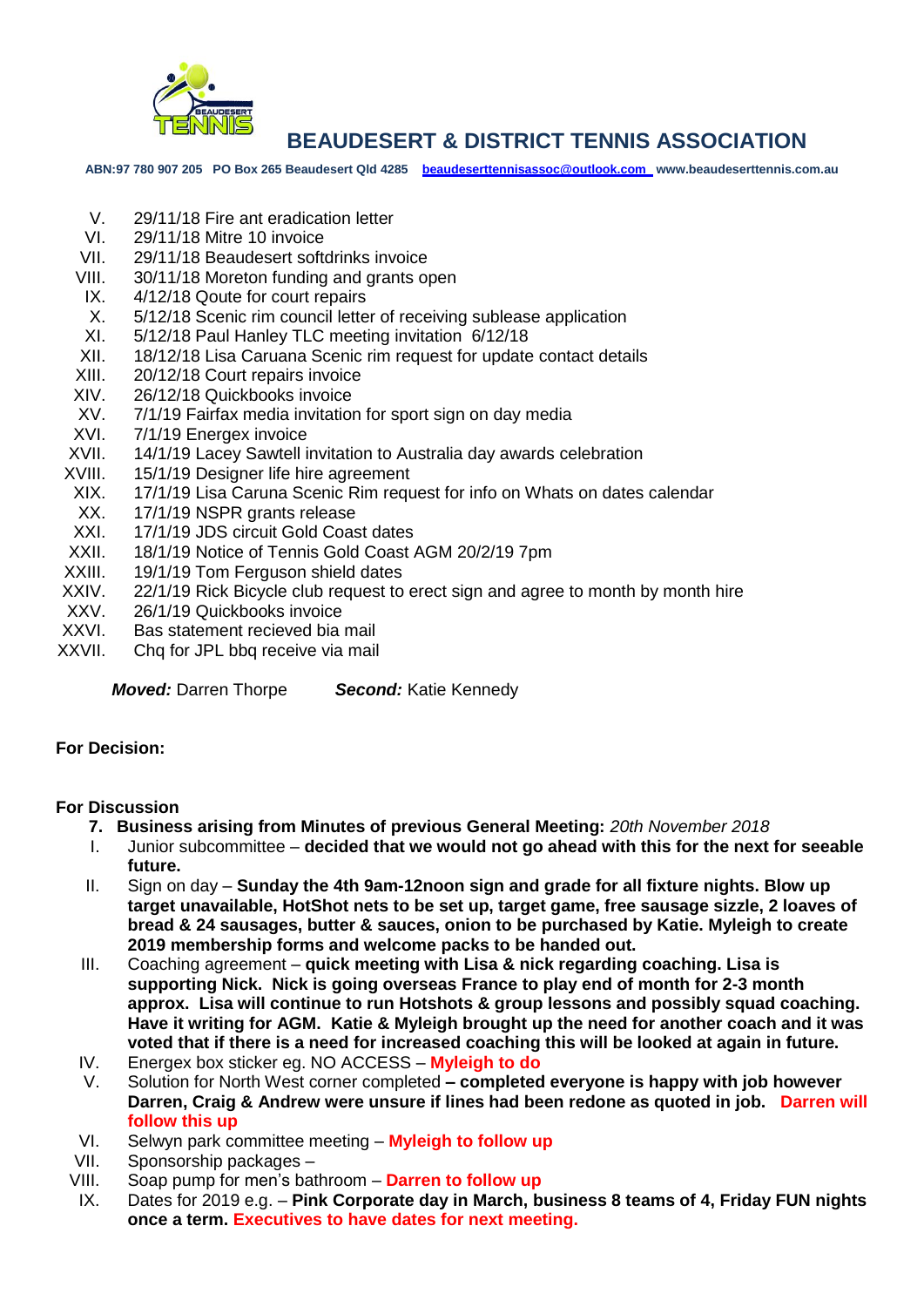# BEAUDESERT & DISTRICT TENNIS ASSOCIATION

**ABN:97 780 907 205 PO Box 265 Beaudesert Qld 4285 beaudeserttennisassoc@outlook.com www.beaudeserttennis.com.au**

V. 29/11/18 Fire ant eradication letter
VI. 29/11/18 Mitre 10 invoice
VII. 29/11/18 Beaudesert softdrinks invoice
VIII. 30/11/18 Moreton funding and grants open
IX. 4/12/18 Qoute for court repairs
X. 5/12/18 Scenic rim council letter of receiving sublease application
XI. 5/12/18 Paul Hanley TLC meeting invitation 6/12/18
XII. 18/12/18 Lisa Caruana Scenic rim request for update contact details
XIII. 20/12/18 Court repairs invoice
XIV. 26/12/18 Quickbooks invoice
XV. 7/1/19 Fairfax media invitation for sport sign on day media
XVI. 7/1/19 Energex invoice
XVII. 14/1/19 Lacey Sawtell invitation to Australia day awards celebration
XVIII. 15/1/19 Designer life hire agreement
XIX. 17/1/19 Lisa Caruna Scenic Rim request for info on Whats on dates calendar
XX. 17/1/19 NSPR grants release
XXI. 17/1/19 JDS circuit Gold Coast dates
XXII. 18/1/19 Notice of Tennis Gold Coast AGM 20/2/19 7pm
XXIII. 19/1/19 Tom Ferguson shield dates
XXIV. 22/1/19 Rick Bicycle club request to erect sign and agree to month by month hire
XXV. 26/1/19 Quickbooks invoice
XXVI. Bas statement recieved bia mail
XXVII. Chq for JPL bbq receive via mail

***Moved:*** Darren Thorpe ***Second:*** Katie Kennedy

**For Decision:**

**For Discussion**

**7. Business arising from Minutes of previous General Meeting:** *20th November 2018*

I. Junior subcommittee – **decided that we would not go ahead with this for the next for seeable future.**

II. Sign on day – **Sunday the 4th 9am-12noon sign and grade for all fixture nights. Blow up target unavailable, HotShot nets to be set up, target game, free sausage sizzle, 2 loaves of bread & 24 sausages, butter & sauces, onion to be purchased by Katie. Myleigh to create 2019 membership forms and welcome packs to be handed out.**

III. Coaching agreement – **quick meeting with Lisa & nick regarding coaching. Lisa is supporting Nick. Nick is going overseas France to play end of month for 2-3 month approx. Lisa will continue to run Hotshots & group lessons and possibly squad coaching. Have it writing for AGM. Katie & Myleigh brought up the need for another coach and it was voted that if there is a need for increased coaching this will be looked at again in future.**

IV. Energex box sticker eg. NO ACCESS – **Myleigh to do**

V. Solution for North West corner completed **– completed everyone is happy with job however Darren, Craig & Andrew were unsure if lines had been redone as quoted in job. Darren will follow this up**

VI. Selwyn park committee meeting – **Myleigh to follow up**

VII. Sponsorship packages –

VIII. Soap pump for men's bathroom – **Darren to follow up**

IX. Dates for 2019 e.g. – **Pink Corporate day in March, business 8 teams of 4, Friday FUN nights once a term. Executives to have dates for next meeting.**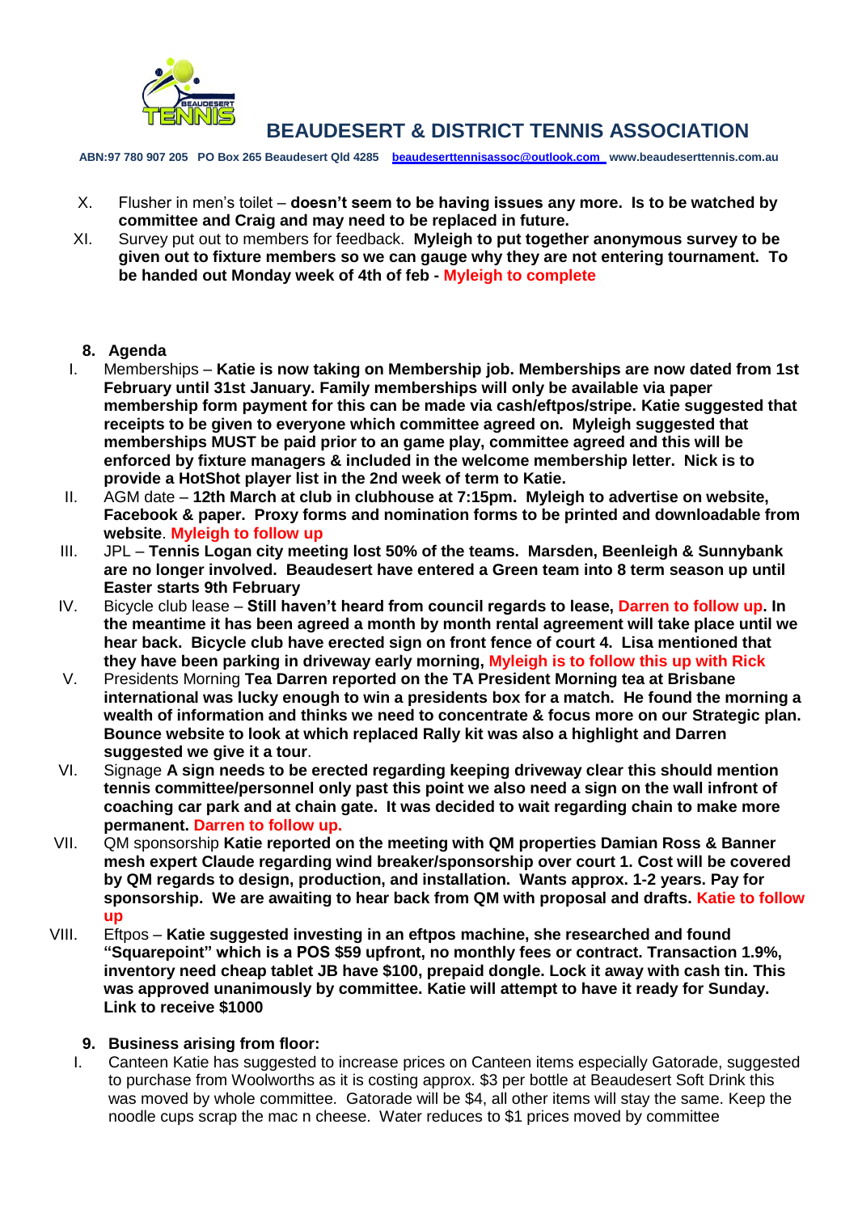# BEAUDESERT & DISTRICT TENNIS ASSOCIATION

ABN:97 780 907 205 PO Box 265 Beaudesert Qld 4285 beaudeserttennisassoc@outlook.com www.beaudeserttennis.com.au

X. Flusher in men's toilet – **doesn't seem to be having issues any more. Is to be watched by committee and Craig and may need to be replaced in future.**

XI. Survey put out to members for feedback. **Myleigh to put together anonymous survey to be given out to fixture members so we can gauge why they are not entering tournament. To be handed out Monday week of 4th of feb - Myleigh to complete**

**8. Agenda**

I. Memberships – **Katie is now taking on Membership job. Memberships are now dated from 1st February until 31st January. Family memberships will only be available via paper membership form payment for this can be made via cash/eftpos/stripe. Katie suggested that receipts to be given to everyone which committee agreed on. Myleigh suggested that memberships MUST be paid prior to an game play, committee agreed and this will be enforced by fixture managers & included in the welcome membership letter. Nick is to provide a HotShot player list in the 2nd week of term to Katie.**

II. AGM date – **12th March at club in clubhouse at 7:15pm. Myleigh to advertise on website, Facebook & paper. Proxy forms and nomination forms to be printed and downloadable from website**. **Myleigh to follow up**

III. JPL – **Tennis Logan city meeting lost 50% of the teams. Marsden, Beenleigh & Sunnybank are no longer involved. Beaudesert have entered a Green team into 8 term season up until Easter starts 9th February**

IV. Bicycle club lease – **Still haven't heard from council regards to lease, Darren to follow up. In the meantime it has been agreed a month by month rental agreement will take place until we hear back. Bicycle club have erected sign on front fence of court 4. Lisa mentioned that they have been parking in driveway early morning, Myleigh is to follow this up with Rick**

V. Presidents Morning **Tea Darren reported on the TA President Morning tea at Brisbane international was lucky enough to win a presidents box for a match. He found the morning a wealth of information and thinks we need to concentrate & focus more on our Strategic plan. Bounce website to look at which replaced Rally kit was also a highlight and Darren suggested we give it a tour**.

VI. Signage **A sign needs to be erected regarding keeping driveway clear this should mention tennis committee/personnel only past this point we also need a sign on the wall infront of coaching car park and at chain gate. It was decided to wait regarding chain to make more permanent. Darren to follow up.**

VII. QM sponsorship **Katie reported on the meeting with QM properties Damian Ross & Banner mesh expert Claude regarding wind breaker/sponsorship over court 1. Cost will be covered by QM regards to design, production, and installation. Wants approx. 1-2 years. Pay for sponsorship. We are awaiting to hear back from QM with proposal and drafts. Katie to follow up**

VIII. Eftpos – **Katie suggested investing in an eftpos machine, she researched and found "Squarepoint" which is a POS $59 upfront, no monthly fees or contract. Transaction 1.9%, inventory need cheap tablet JB have $100, prepaid dongle. Lock it away with cash tin. This was approved unanimously by committee. Katie will attempt to have it ready for Sunday. Link to receive $1000**

**9. Business arising from floor:**

I. Canteen Katie has suggested to increase prices on Canteen items especially Gatorade, suggested to purchase from Woolworths as it is costing approx. $3 per bottle at Beaudesert Soft Drink this was moved by whole committee. Gatorade will be $4, all other items will stay the same. Keep the noodle cups scrap the mac n cheese. Water reduces to $1 prices moved by committee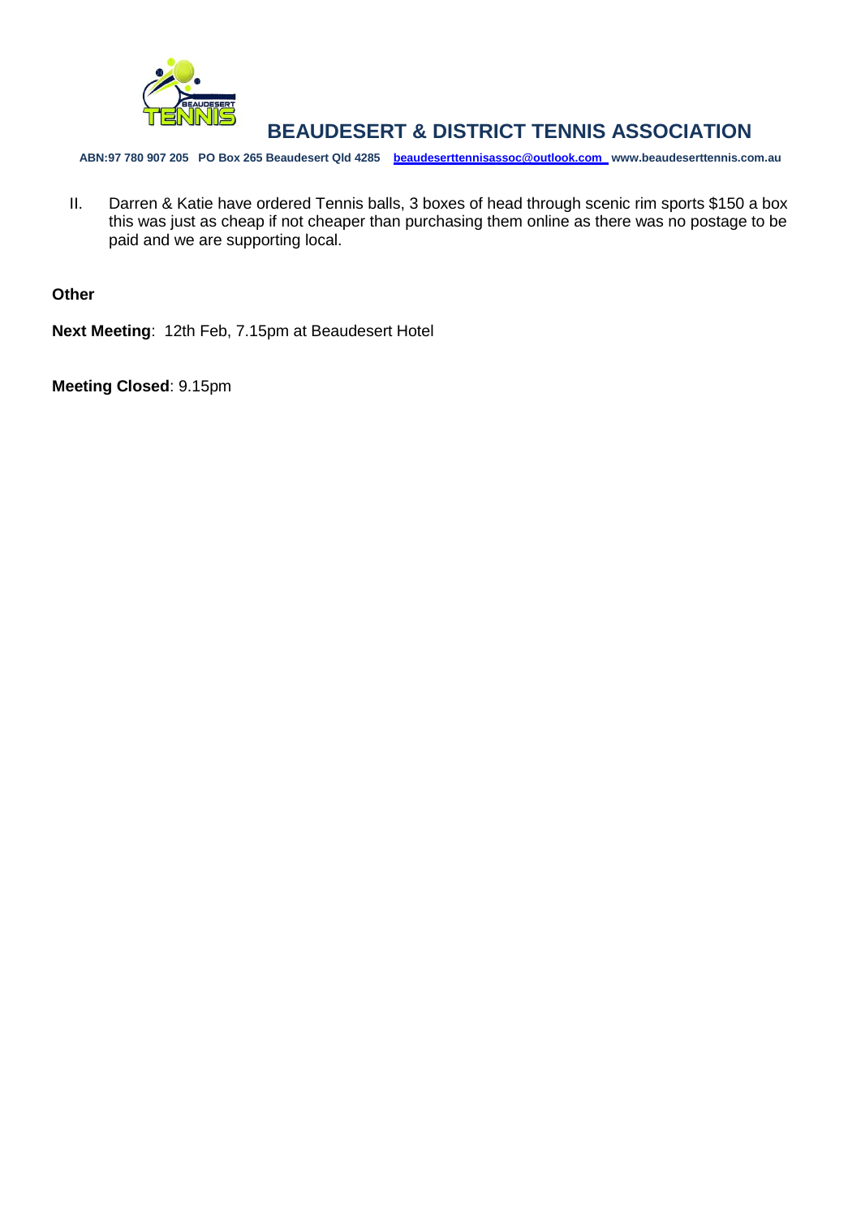II. Darren & Katie have ordered Tennis balls, 3 boxes of head through scenic rim sports $150 a box this was just as cheap if not cheaper than purchasing them online as there was no postage to be paid and we are supporting local.

**Other**

**Next Meeting**: 12th Feb, 7.15pm at Beaudesert Hotel

**Meeting Closed**: 9.15pm